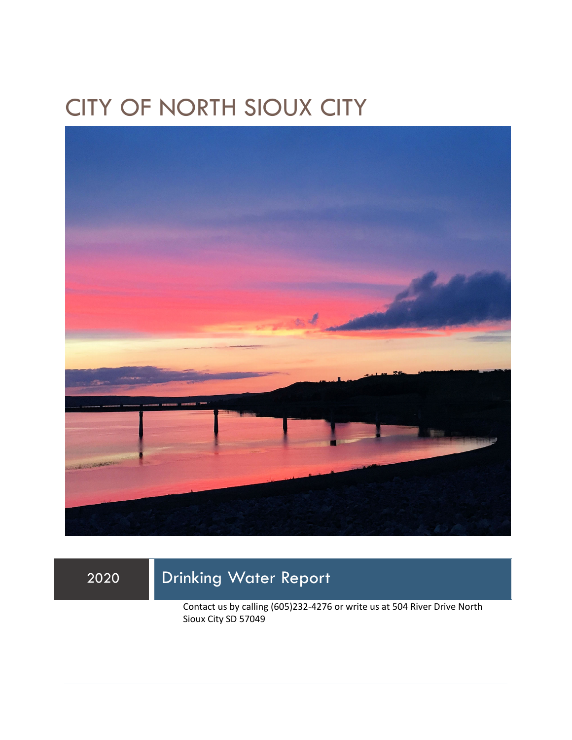# CITY OF NORTH SIOUX CITY

2020

## Drinking Water Report

Contact us by calling (605)232-4276 or write us at 504 River Drive North Sioux City SD 57049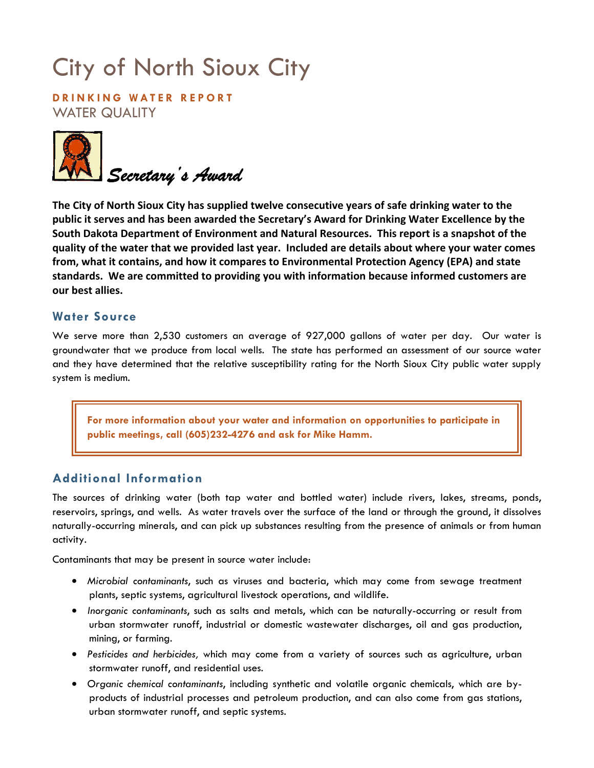// City of North Sioux City

**DRINKING WATER REPORT**

WATER QUALITY

*Secretary's Award*

**The City of North Sioux City has supplied twelve consecutive years of safe drinking water to the public it serves and has been awarded the Secretary's Award for Drinking Water Excellence by the South Dakota Department of Environment and Natural Resources. This report is a snapshot of the quality of the water that we provided last year. Included are details about where your water comes from, what it contains, and how it compares to Environmental Protection Agency (EPA) and state standards. We are committed to providing you with information because informed customers are our best allies.**

## Water Source

We serve more than 2,530 customers an average of 927,000 gallons of water per day. Our water is groundwater that we produce from local wells. The state has performed an assessment of our source water and they have determined that the relative susceptibility rating for the North Sioux City public water supply system is medium.

**For more information about your water and information on opportunities to participate in public meetings, call (605)232-4276 and ask for Mike Hamm.**

## Additional Information

The sources of drinking water (both tap water and bottled water) include rivers, lakes, streams, ponds, reservoirs, springs, and wells. As water travels over the surface of the land or through the ground, it dissolves naturally-occurring minerals, and can pick up substances resulting from the presence of animals or from human activity.

Contaminants that may be present in source water include:

- *Microbial contaminants*, such as viruses and bacteria, which may come from sewage treatment plants, septic systems, agricultural livestock operations, and wildlife.
- *Inorganic contaminants*, such as salts and metals, which can be naturally-occurring or result from urban stormwater runoff, industrial or domestic wastewater discharges, oil and gas production, mining, or farming.
- *Pesticides and herbicides,* which may come from a variety of sources such as agriculture, urban stormwater runoff, and residential uses.
- *Organic chemical contaminants*, including synthetic and volatile organic chemicals, which are by-products of industrial processes and petroleum production, and can also come from gas stations, urban stormwater runoff, and septic systems.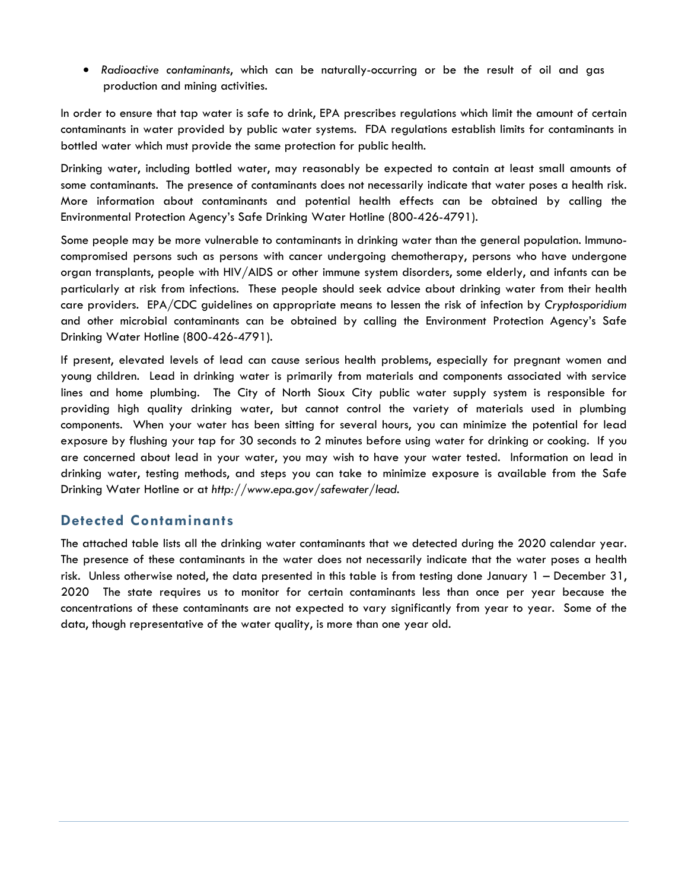- *Radioactive contaminants*, which can be naturally-occurring or be the result of oil and gas production and mining activities.

In order to ensure that tap water is safe to drink, EPA prescribes regulations which limit the amount of certain contaminants in water provided by public water systems. FDA regulations establish limits for contaminants in bottled water which must provide the same protection for public health.

Drinking water, including bottled water, may reasonably be expected to contain at least small amounts of some contaminants. The presence of contaminants does not necessarily indicate that water poses a health risk. More information about contaminants and potential health effects can be obtained by calling the Environmental Protection Agency's Safe Drinking Water Hotline (800-426-4791).

Some people may be more vulnerable to contaminants in drinking water than the general population. Immuno-compromised persons such as persons with cancer undergoing chemotherapy, persons who have undergone organ transplants, people with HIV/AIDS or other immune system disorders, some elderly, and infants can be particularly at risk from infections. These people should seek advice about drinking water from their health care providers. EPA/CDC guidelines on appropriate means to lessen the risk of infection by *Cryptosporidium* and other microbial contaminants can be obtained by calling the Environment Protection Agency's Safe Drinking Water Hotline (800-426-4791).

If present, elevated levels of lead can cause serious health problems, especially for pregnant women and young children. Lead in drinking water is primarily from materials and components associated with service lines and home plumbing. The City of North Sioux City public water supply system is responsible for providing high quality drinking water, but cannot control the variety of materials used in plumbing components. When your water has been sitting for several hours, you can minimize the potential for lead exposure by flushing your tap for 30 seconds to 2 minutes before using water for drinking or cooking. If you are concerned about lead in your water, you may wish to have your water tested. Information on lead in drinking water, testing methods, and steps you can take to minimize exposure is available from the Safe Drinking Water Hotline or at *http://www.epa.gov/safewater/lead.*

## Detected Contaminants

The attached table lists all the drinking water contaminants that we detected during the 2020 calendar year. The presence of these contaminants in the water does not necessarily indicate that the water poses a health risk. Unless otherwise noted, the data presented in this table is from testing done January 1 – December 31, 2020 The state requires us to monitor for certain contaminants less than once per year because the concentrations of these contaminants are not expected to vary significantly from year to year. Some of the data, though representative of the water quality, is more than one year old.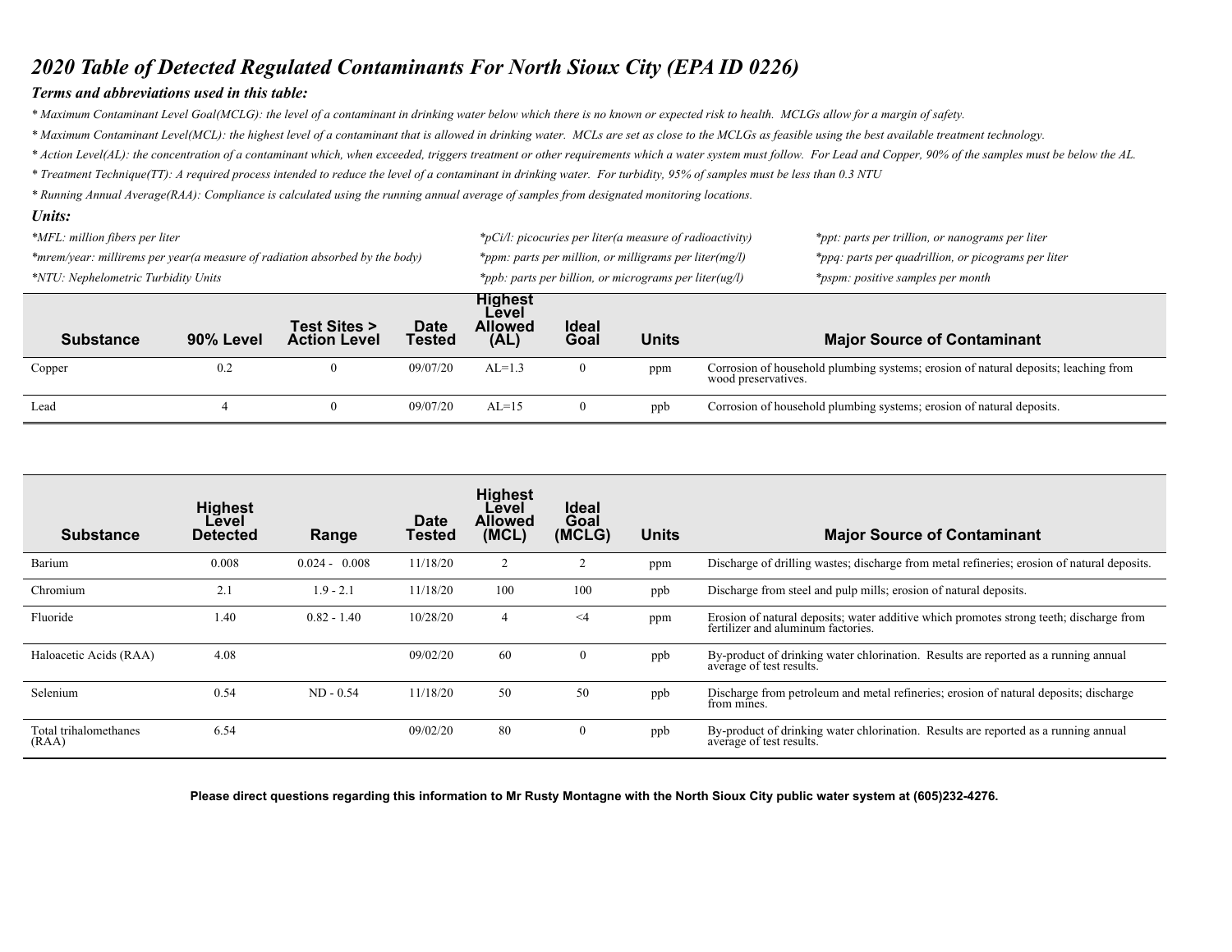# *2020 Table of Detected Regulated Contaminants For North Sioux City (EPA ID 0226)*

### *Terms and abbreviations used in this table:*

* *Maximum Contaminant Level Goal(MCLG): the level of a contaminant in drinking water below which there is no known or expected risk to health. MCLGs allow for a margin of safety.*
* *Maximum Contaminant Level(MCL): the highest level of a contaminant that is allowed in drinking water. MCLs are set as close to the MCLGs as feasible using the best available treatment technology.*
* *Action Level(AL): the concentration of a contaminant which, when exceeded, triggers treatment or other requirements which a water system must follow. For Lead and Copper, 90% of the samples must be below the AL.*
* *Treatment Technique(TT): A required process intended to reduce the level of a contaminant in drinking water. For turbidity, 95% of samples must be less than 0.3 NTU*
* *Running Annual Average(RAA): Compliance is calculated using the running annual average of samples from designated monitoring locations.*

### *Units:*

*MFL: million fibers per liter*
*mrem/year: millirems per year(a measure of radiation absorbed by the body)*
*NTU: Nephelometric Turbidity Units*
*pCi/l: picocuries per liter(a measure of radioactivity)*
*ppm: parts per million, or milligrams per liter(mg/l)*
*ppb: parts per billion, or micrograms per liter(ug/l)*
*ppt: parts per trillion, or nanograms per liter*
*ppq: parts per quadrillion, or picograms per liter*
*pspm: positive samples per month*

| Substance | 90% Level | Test Sites > Action Level | Date Tested | Highest Level Allowed (AL) | Ideal Goal | Units | Major Source of Contaminant |
|---|---|---|---|---|---|---|---|
| Copper | 0.2 | 0 | 09/07/20 | AL=1.3 | 0 | ppm | Corrosion of household plumbing systems; erosion of natural deposits; leaching from wood preservatives. |
| Lead | 4 | 0 | 09/07/20 | AL=15 | 0 | ppb | Corrosion of household plumbing systems; erosion of natural deposits. |

| Substance | Highest Level Detected | Range | Date Tested | Highest Level Allowed (MCL) | Ideal Goal (MCLG) | Units | Major Source of Contaminant |
|---|---|---|---|---|---|---|---|
| Barium | 0.008 | 0.024 - 0.008 | 11/18/20 | 2 | 2 | ppm | Discharge of drilling wastes; discharge from metal refineries; erosion of natural deposits. |
| Chromium | 2.1 | 1.9 - 2.1 | 11/18/20 | 100 | 100 | ppb | Discharge from steel and pulp mills; erosion of natural deposits. |
| Fluoride | 1.40 | 0.82 - 1.40 | 10/28/20 | 4 | <4 | ppm | Erosion of natural deposits; water additive which promotes strong teeth; discharge from fertilizer and aluminum factories. |
| Haloacetic Acids (RAA) | 4.08 | | 09/02/20 | 60 | 0 | ppb | By-product of drinking water chlorination. Results are reported as a running annual average of test results. |
| Selenium | 0.54 | ND - 0.54 | 11/18/20 | 50 | 50 | ppb | Discharge from petroleum and metal refineries; erosion of natural deposits; discharge from mines. |
| Total trihalomethanes (RAA) | 6.54 | | 09/02/20 | 80 | 0 | ppb | By-product of drinking water chlorination. Results are reported as a running annual average of test results. |

**Please direct questions regarding this information to Mr Rusty Montagne with the North Sioux City public water system at (605)232-4276.**